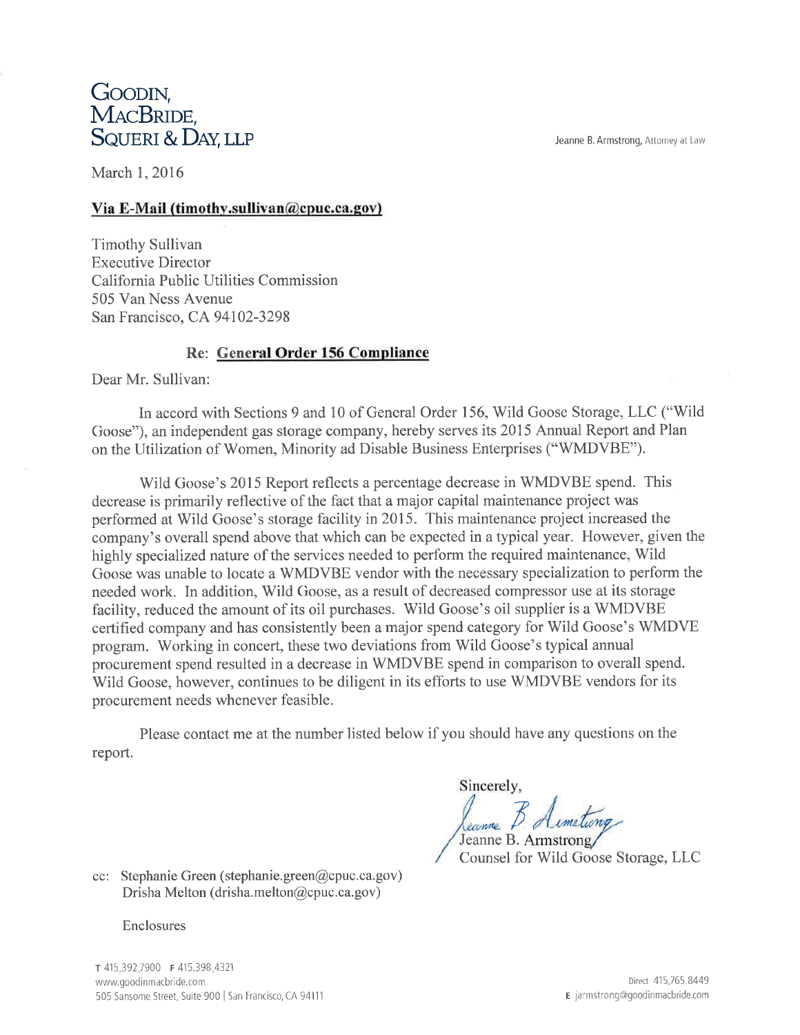# GOODIN, MACBRIDE, SQUERI & DAY, LLP

Jeanne B. Armstrong, Attorney at Law

March 1, 2016

**Via E-Mail (timothy.sullivan@cpuc.ca.gov)**

Timothy Sullivan
Executive Director
California Public Utilities Commission
505 Van Ness Avenue
San Francisco, CA 94102-3298

**Re: General Order 156 Compliance**

Dear Mr. Sullivan:

In accord with Sections 9 and 10 of General Order 156, Wild Goose Storage, LLC ("Wild Goose"), an independent gas storage company, hereby serves its 2015 Annual Report and Plan on the Utilization of Women, Minority ad Disable Business Enterprises ("WMDVBE").

Wild Goose's 2015 Report reflects a percentage decrease in WMDVBE spend. This decrease is primarily reflective of the fact that a major capital maintenance project was performed at Wild Goose's storage facility in 2015. This maintenance project increased the company's overall spend above that which can be expected in a typical year. However, given the highly specialized nature of the services needed to perform the required maintenance, Wild Goose was unable to locate a WMDVBE vendor with the necessary specialization to perform the needed work. In addition, Wild Goose, as a result of decreased compressor use at its storage facility, reduced the amount of its oil purchases. Wild Goose's oil supplier is a WMDVBE certified company and has consistently been a major spend category for Wild Goose's WMDVE program. Working in concert, these two deviations from Wild Goose's typical annual procurement spend resulted in a decrease in WMDVBE spend in comparison to overall spend. Wild Goose, however, continues to be diligent in its efforts to use WMDVBE vendors for its procurement needs whenever feasible.

Please contact me at the number listed below if you should have any questions on the report.

Sincerely,

Jeanne B. Armstrong
Counsel for Wild Goose Storage, LLC

cc: Stephanie Green (stephanie.green@cpuc.ca.gov)
Drisha Melton (drisha.melton@cpuc.ca.gov)

Enclosures

T 415.392.7900 F 415.398.4321
www.goodinmacbride.com
505 Sansome Street, Suite 900 | San Francisco, CA 94111

Direct 415.765.8449
E jarmstrong@goodinmacbride.com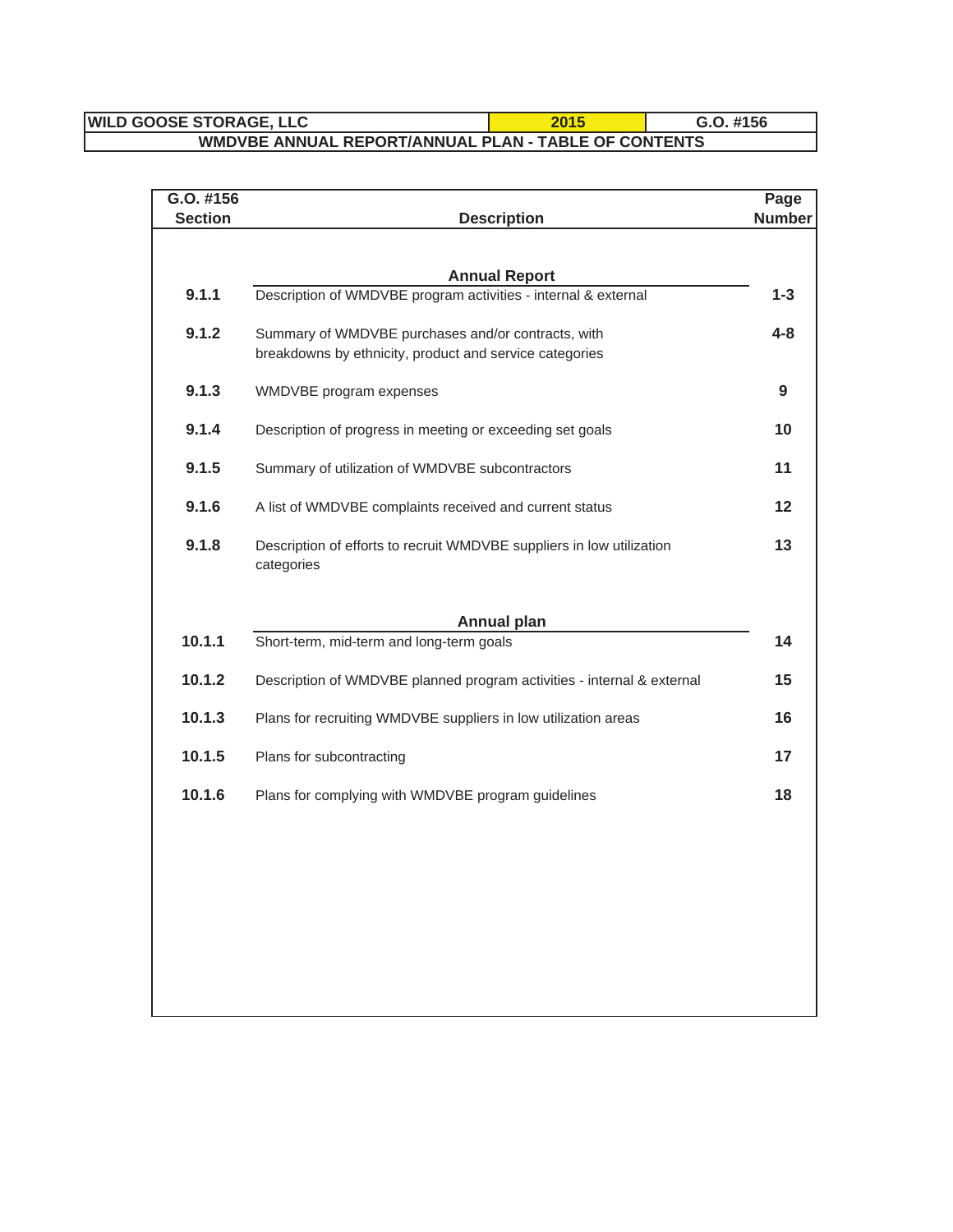| WILD GOOSE STORAGE, LLC | 2015 | G.O. #156 |
|---|---|---|

**WMDVBE ANNUAL REPORT/ANNUAL PLAN - TABLE OF CONTENTS**

| G.O. #156 Section | Description | Page Number |
|---|---|---|
| | **Annual Report** | |
| **9.1.1** | Description of WMDVBE program activities - internal & external | **1-3** |
| **9.1.2** | Summary of WMDVBE purchases and/or contracts, with breakdowns by ethnicity, product and service categories | **4-8** |
| **9.1.3** | WMDVBE program expenses | **9** |
| **9.1.4** | Description of progress in meeting or exceeding set goals | **10** |
| **9.1.5** | Summary of utilization of WMDVBE subcontractors | **11** |
| **9.1.6** | A list of WMDVBE complaints received and current status | **12** |
| **9.1.8** | Description of efforts to recruit WMDVBE suppliers in low utilization categories | **13** |
| | **Annual plan** | |
| **10.1.1** | Short-term, mid-term and long-term goals | **14** |
| **10.1.2** | Description of WMDVBE planned program activities - internal & external | **15** |
| **10.1.3** | Plans for recruiting WMDVBE suppliers in low utilization areas | **16** |
| **10.1.5** | Plans for subcontracting | **17** |
| **10.1.6** | Plans for complying with WMDVBE program guidelines | **18** |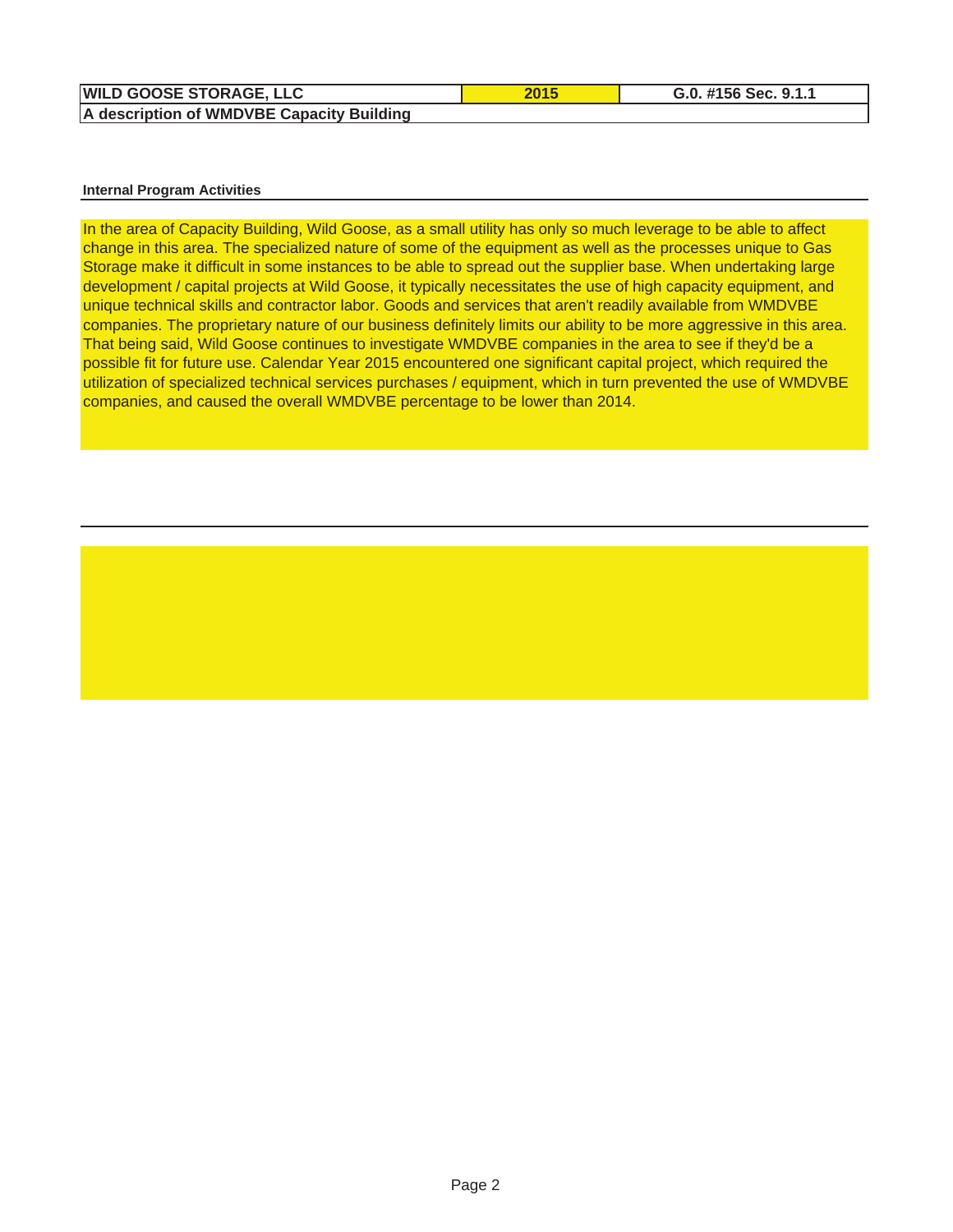| WILD GOOSE STORAGE, LLC | 2015 | G.0. #156 Sec. 9.1.1 |
|---|---|---|
| A description of WMDVBE Capacity Building | | |

**Internal Program Activities**

In the area of Capacity Building, Wild Goose, as a small utility has only so much leverage to be able to affect change in this area. The specialized nature of some of the equipment as well as the processes unique to Gas Storage make it difficult in some instances to be able to spread out the supplier base. When undertaking large development / capital projects at Wild Goose, it typically necessitates the use of high capacity equipment, and unique technical skills and contractor labor. Goods and services that aren't readily available from WMDVBE companies. The proprietary nature of our business definitely limits our ability to be more aggressive in this area. That being said, Wild Goose continues to investigate WMDVBE companies in the area to see if they'd be a possible fit for future use. Calendar Year 2015 encountered one significant capital project, which required the utilization of specialized technical services purchases / equipment, which in turn prevented the use of WMDVBE companies, and caused the overall WMDVBE percentage to be lower than 2014.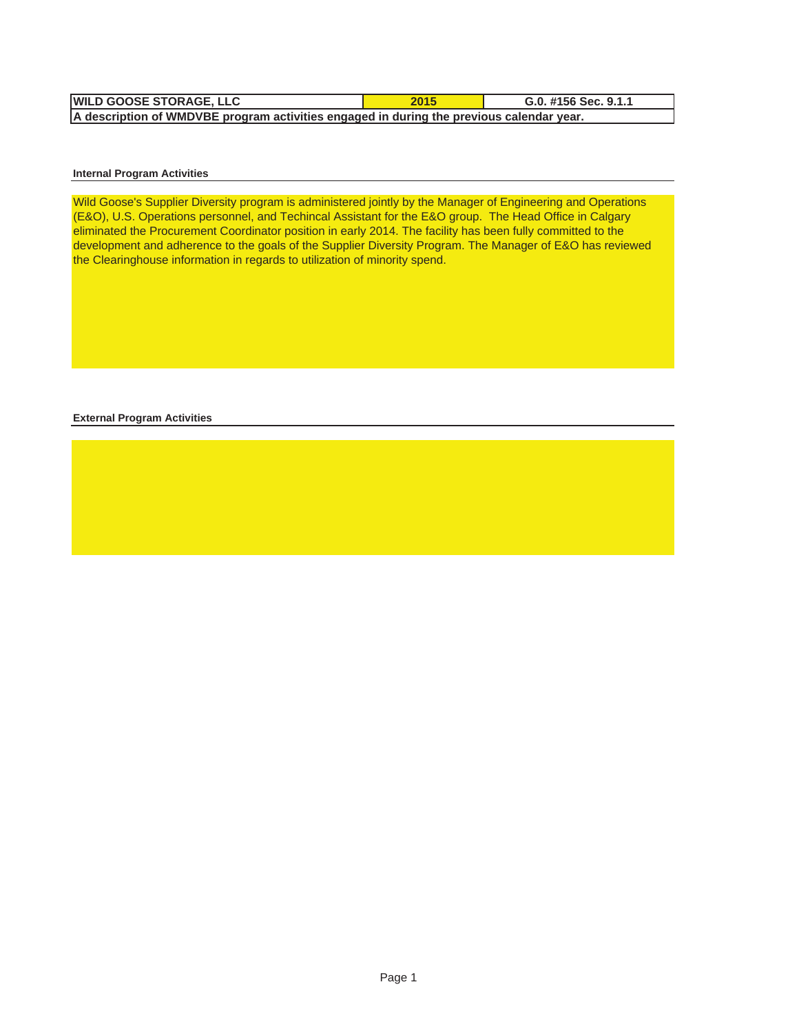| WILD GOOSE STORAGE, LLC | 2015 | G.0. #156 Sec. 9.1.1 |
|---|---|---|
| A description of WMDVBE program activities engaged in during the previous calendar year. | | |

**Internal Program Activities**

Wild Goose's Supplier Diversity program is administered jointly by the Manager of Engineering and Operations (E&O), U.S. Operations personnel, and Techincal Assistant for the E&O group. The Head Office in Calgary eliminated the Procurement Coordinator position in early 2014. The facility has been fully committed to the development and adherence to the goals of the Supplier Diversity Program. The Manager of E&O has reviewed the Clearinghouse information in regards to utilization of minority spend.

**External Program Activities**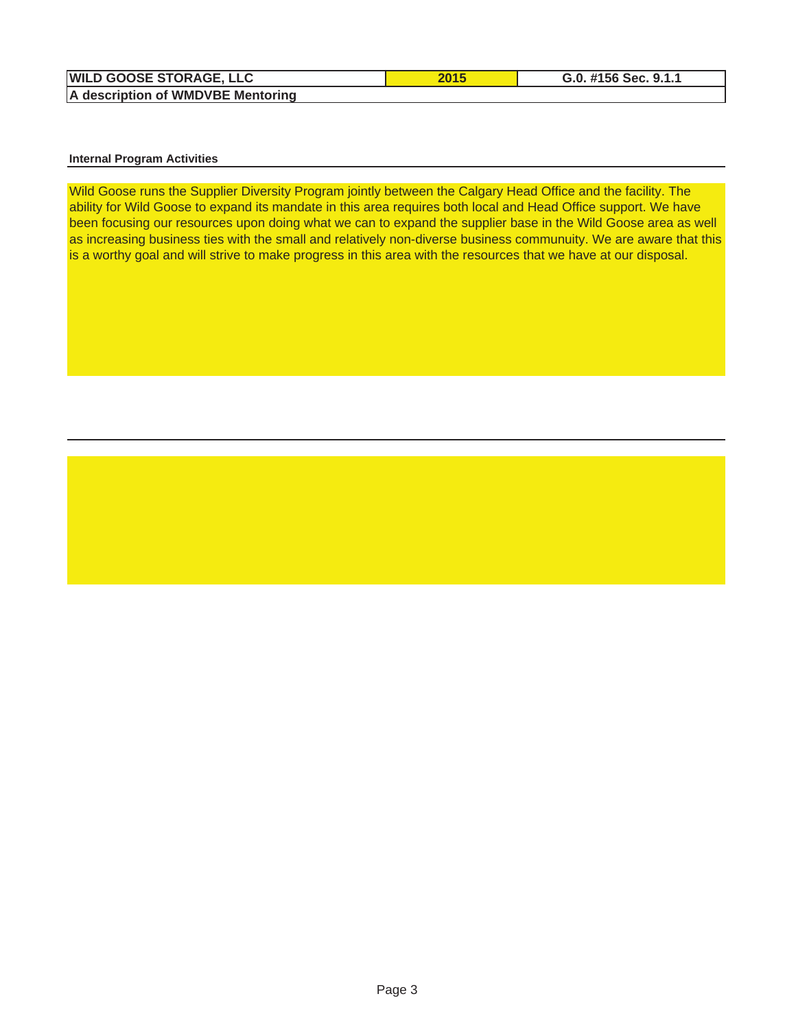| WILD GOOSE STORAGE, LLC | 2015 | G.0. #156 Sec. 9.1.1 |
| --- | --- | --- |
| A description of WMDVBE Mentoring | | |

#### Internal Program Activities

Wild Goose runs the Supplier Diversity Program jointly between the Calgary Head Office and the facility. The ability for Wild Goose to expand its mandate in this area requires both local and Head Office support. We have been focusing our resources upon doing what we can to expand the supplier base in the Wild Goose area as well as increasing business ties with the small and relatively non-diverse business communuity. We are aware that this is a worthy goal and will strive to make progress in this area with the resources that we have at our disposal.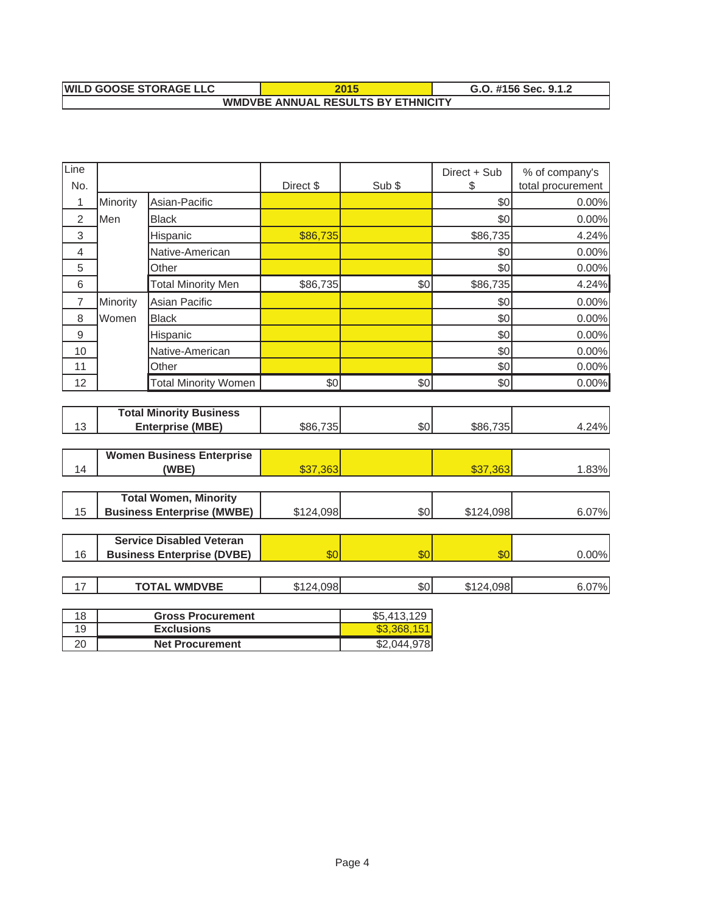| WILD GOOSE STORAGE LLC | 2015 | G.O. #156 Sec. 9.1.2 |
|---|---|---|
| WMDVBE ANNUAL RESULTS BY ETHNICITY | | |

| Line No. | | | Direct $ | Sub $ | Direct + Sub $ | % of company's total procurement |
|---|---|---|---|---|---|---|
| 1 | Minority Men | Asian-Pacific | | | $0 | 0.00% |
| 2 | | Black | | | $0 | 0.00% |
| 3 | | Hispanic | $86,735 | | $86,735 | 4.24% |
| 4 | | Native-American | | | $0 | 0.00% |
| 5 | | Other | | | $0 | 0.00% |
| 6 | | Total Minority Men | $86,735 | $0 | $86,735 | 4.24% |
| 7 | Minority Women | Asian Pacific | | | $0 | 0.00% |
| 8 | | Black | | | $0 | 0.00% |
| 9 | | Hispanic | | | $0 | 0.00% |
| 10 | | Native-American | | | $0 | 0.00% |
| 11 | | Other | | | $0 | 0.00% |
| 12 | | Total Minority Women | $0 | $0 | $0 | 0.00% |
| 13 | **Total Minority Business Enterprise (MBE)** | | $86,735 | $0 | $86,735 | 4.24% |
| 14 | **Women Business Enterprise (WBE)** | | $37,363 | | $37,363 | 1.83% |
| 15 | **Total Women, Minority Business Enterprise (MWBE)** | | $124,098 | $0 | $124,098 | 6.07% |
| 16 | **Service Disabled Veteran Business Enterprise (DVBE)** | | $0 | $0 | $0 | 0.00% |
| 17 | **TOTAL WMDVBE** | | $124,098 | $0 | $124,098 | 6.07% |

| 18 | **Gross Procurement** | $5,413,129 |
|---|---|---|
| 19 | **Exclusions** | $3,368,151 |
| 20 | **Net Procurement** | $2,044,978 |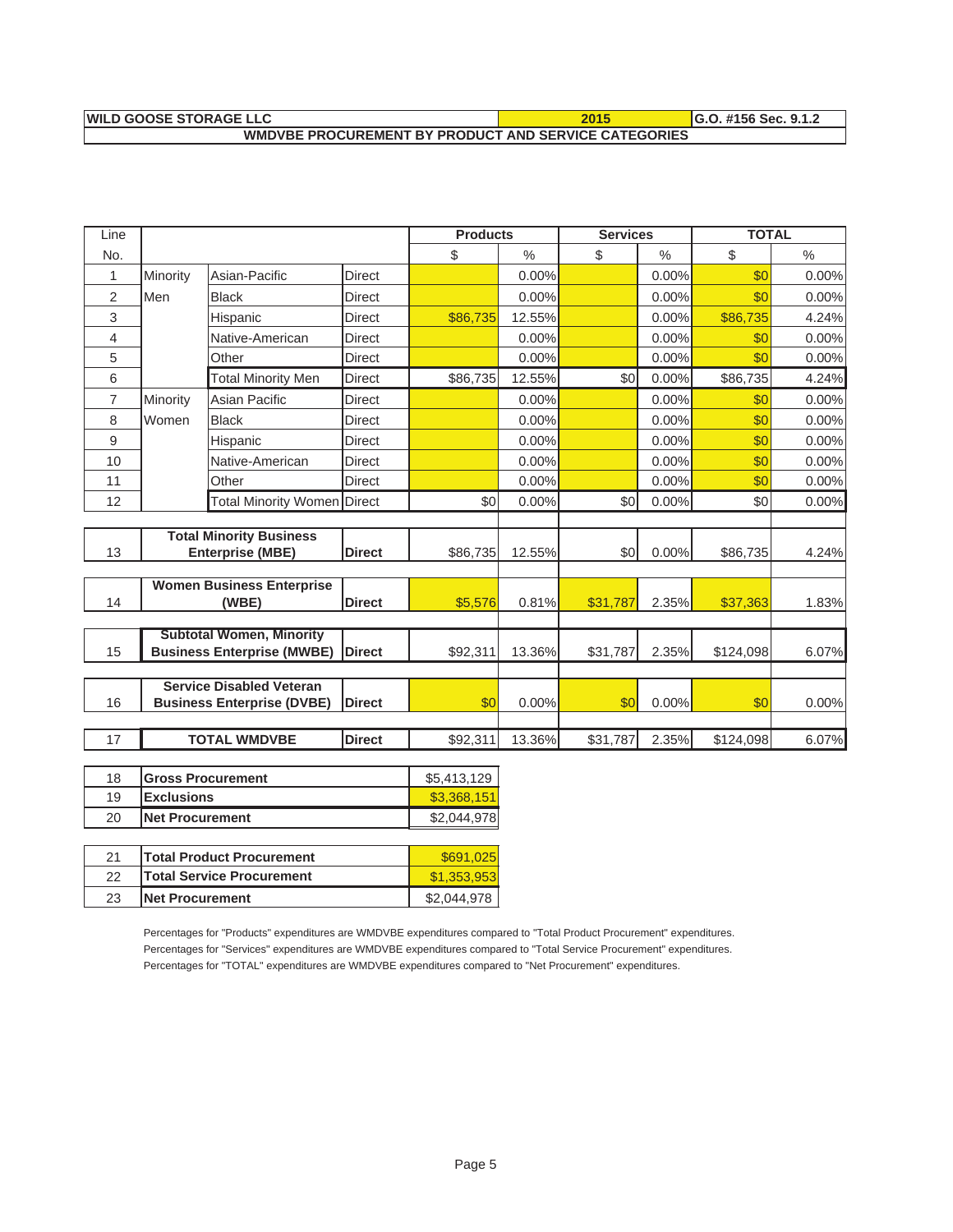| WILD GOOSE STORAGE LLC | 2015 | G.O. #156 Sec. 9.1.2 |
|---|---|---|
| WMDVBE PROCUREMENT BY PRODUCT AND SERVICE CATEGORIES | | |

| Line | | | | Products | | Services | | TOTAL | |
|---|---|---|---|---|---|---|---|---|---|
| No. | | | | $ | % | $ | % | $ | % |
| 1 | Minority | Asian-Pacific | Direct | | 0.00% | | 0.00% | $0 | 0.00% |
| 2 | Men | Black | Direct | | 0.00% | | 0.00% | $0 | 0.00% |
| 3 | | Hispanic | Direct | $86,735 | 12.55% | | 0.00% | $86,735 | 4.24% |
| 4 | | Native-American | Direct | | 0.00% | | 0.00% | $0 | 0.00% |
| 5 | | Other | Direct | | 0.00% | | 0.00% | $0 | 0.00% |
| 6 | | Total Minority Men | Direct | $86,735 | 12.55% | $0 | 0.00% | $86,735 | 4.24% |
| 7 | Minority | Asian Pacific | Direct | | 0.00% | | 0.00% | $0 | 0.00% |
| 8 | Women | Black | Direct | | 0.00% | | 0.00% | $0 | 0.00% |
| 9 | | Hispanic | Direct | | 0.00% | | 0.00% | $0 | 0.00% |
| 10 | | Native-American | Direct | | 0.00% | | 0.00% | $0 | 0.00% |
| 11 | | Other | Direct | | 0.00% | | 0.00% | $0 | 0.00% |
| 12 | | Total Minority Women | Direct | $0 | 0.00% | $0 | 0.00% | $0 | 0.00% |
| 13 | **Total Minority Business Enterprise (MBE)** | | **Direct** | $86,735 | 12.55% | $0 | 0.00% | $86,735 | 4.24% |
| 14 | **Women Business Enterprise (WBE)** | | **Direct** | $5,576 | 0.81% | $31,787 | 2.35% | $37,363 | 1.83% |
| 15 | **Subtotal Women, Minority Business Enterprise (MWBE)** | | **Direct** | $92,311 | 13.36% | $31,787 | 2.35% | $124,098 | 6.07% |
| 16 | **Service Disabled Veteran Business Enterprise (DVBE)** | | **Direct** | $0 | 0.00% | $0 | 0.00% | $0 | 0.00% |
| 17 | **TOTAL WMDVBE** | | **Direct** | $92,311 | 13.36% | $31,787 | 2.35% | $124,098 | 6.07% |

| Line | | |
|---|---|---|
| 18 | **Gross Procurement** | $5,413,129 |
| 19 | **Exclusions** | $3,368,151 |
| 20 | **Net Procurement** | $2,044,978 |

| Line | | |
|---|---|---|
| 21 | **Total Product Procurement** | $691,025 |
| 22 | **Total Service Procurement** | $1,353,953 |
| 23 | **Net Procurement** | $2,044,978 |

Percentages for "Products" expenditures are WMDVBE expenditures compared to "Total Product Procurement" expenditures.
Percentages for "Services" expenditures are WMDVBE expenditures compared to "Total Service Procurement" expenditures.
Percentages for "TOTAL" expenditures are WMDVBE expenditures compared to "Net Procurement" expenditures.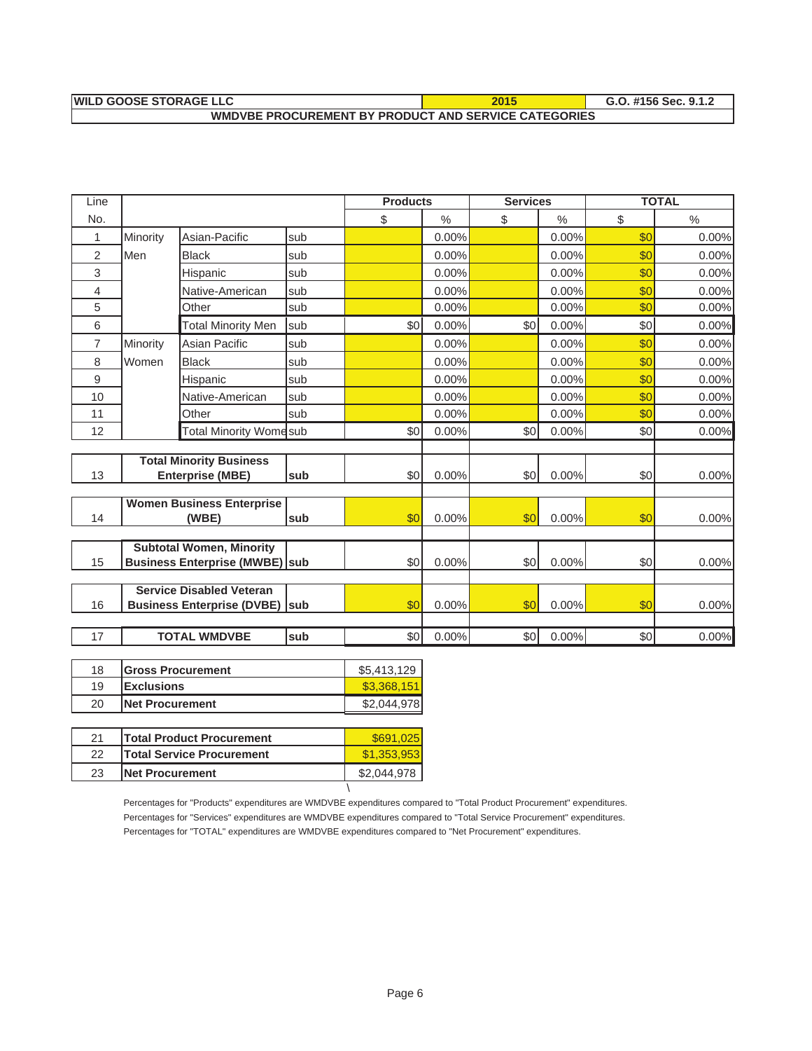| WILD GOOSE STORAGE LLC | 2015 | G.O. #156 Sec. 9.1.2 |
|---|---|---|
| WMDVBE PROCUREMENT BY PRODUCT AND SERVICE CATEGORIES | | |

| Line No. | | | | Products $ | Products % | Services $ | Services % | TOTAL $ | TOTAL % |
|---|---|---|---|---|---|---|---|---|---|
| 1 | Minority Men | Asian-Pacific | sub | | 0.00% | | 0.00% | $0 | 0.00% |
| 2 | | Black | sub | | 0.00% | | 0.00% | $0 | 0.00% |
| 3 | | Hispanic | sub | | 0.00% | | 0.00% | $0 | 0.00% |
| 4 | | Native-American | sub | | 0.00% | | 0.00% | $0 | 0.00% |
| 5 | | Other | sub | | 0.00% | | 0.00% | $0 | 0.00% |
| 6 | | Total Minority Men | sub | $0 | 0.00% | $0 | 0.00% | $0 | 0.00% |
| 7 | Minority Women | Asian Pacific | sub | | 0.00% | | 0.00% | $0 | 0.00% |
| 8 | | Black | sub | | 0.00% | | 0.00% | $0 | 0.00% |
| 9 | | Hispanic | sub | | 0.00% | | 0.00% | $0 | 0.00% |
| 10 | | Native-American | sub | | 0.00% | | 0.00% | $0 | 0.00% |
| 11 | | Other | sub | | 0.00% | | 0.00% | $0 | 0.00% |
| 12 | | Total Minority Wome | sub | $0 | 0.00% | $0 | 0.00% | $0 | 0.00% |
| 13 | **Total Minority Business Enterprise (MBE)** | | **sub** | $0 | 0.00% | $0 | 0.00% | $0 | 0.00% |
| 14 | **Women Business Enterprise (WBE)** | | **sub** | $0 | 0.00% | $0 | 0.00% | $0 | 0.00% |
| 15 | **Subtotal Women, Minority Business Enterprise (MWBE)** | | **sub** | $0 | 0.00% | $0 | 0.00% | $0 | 0.00% |
| 16 | **Service Disabled Veteran Business Enterprise (DVBE)** | | **sub** | $0 | 0.00% | $0 | 0.00% | $0 | 0.00% |
| 17 | **TOTAL WMDVBE** | | **sub** | $0 | 0.00% | $0 | 0.00% | $0 | 0.00% |

| | | |
|---|---|---|
| 18 | **Gross Procurement** | $5,413,129 |
| 19 | **Exclusions** | $3,368,151 |
| 20 | **Net Procurement** | $2,044,978 |

| | | |
|---|---|---|
| 21 | **Total Product Procurement** | $691,025 |
| 22 | **Total Service Procurement** | $1,353,953 |
| 23 | **Net Procurement** | $2,044,978 |

Percentages for "Products" expenditures are WMDVBE expenditures compared to "Total Product Procurement" expenditures.
Percentages for "Services" expenditures are WMDVBE expenditures compared to "Total Service Procurement" expenditures.
Percentages for "TOTAL" expenditures are WMDVBE expenditures compared to "Net Procurement" expenditures.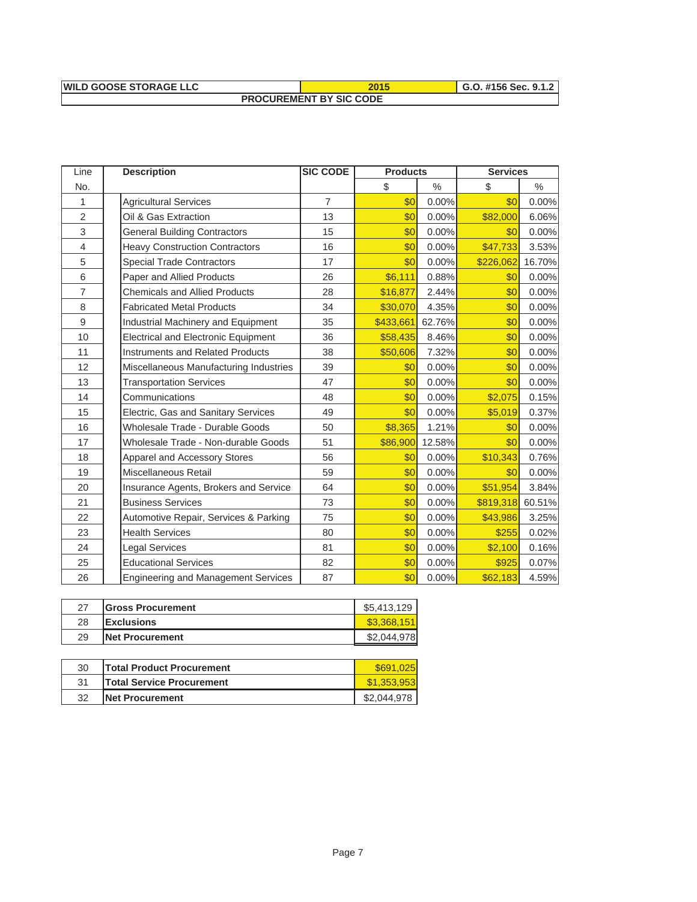| WILD GOOSE STORAGE LLC | 2015 | G.O. #156 Sec. 9.1.2 |
|---|---|---|
| PROCUREMENT BY SIC CODE | | |

| Line No. | Description | SIC CODE | Products $ | Products % | Services $ | Services % |
|---|---|---|---|---|---|---|
| 1 | Agricultural Services | 7 | $0 | 0.00% | $0 | 0.00% |
| 2 | Oil & Gas Extraction | 13 | $0 | 0.00% | $82,000 | 6.06% |
| 3 | General Building Contractors | 15 | $0 | 0.00% | $0 | 0.00% |
| 4 | Heavy Construction Contractors | 16 | $0 | 0.00% | $47,733 | 3.53% |
| 5 | Special Trade Contractors | 17 | $0 | 0.00% | $226,062 | 16.70% |
| 6 | Paper and Allied Products | 26 | $6,111 | 0.88% | $0 | 0.00% |
| 7 | Chemicals and Allied Products | 28 | $16,877 | 2.44% | $0 | 0.00% |
| 8 | Fabricated Metal Products | 34 | $30,070 | 4.35% | $0 | 0.00% |
| 9 | Industrial Machinery and Equipment | 35 | $433,661 | 62.76% | $0 | 0.00% |
| 10 | Electrical and Electronic Equipment | 36 | $58,435 | 8.46% | $0 | 0.00% |
| 11 | Instruments and Related Products | 38 | $50,606 | 7.32% | $0 | 0.00% |
| 12 | Miscellaneous Manufacturing Industries | 39 | $0 | 0.00% | $0 | 0.00% |
| 13 | Transportation Services | 47 | $0 | 0.00% | $0 | 0.00% |
| 14 | Communications | 48 | $0 | 0.00% | $2,075 | 0.15% |
| 15 | Electric, Gas and Sanitary Services | 49 | $0 | 0.00% | $5,019 | 0.37% |
| 16 | Wholesale Trade - Durable Goods | 50 | $8,365 | 1.21% | $0 | 0.00% |
| 17 | Wholesale Trade - Non-durable Goods | 51 | $86,900 | 12.58% | $0 | 0.00% |
| 18 | Apparel and Accessory Stores | 56 | $0 | 0.00% | $10,343 | 0.76% |
| 19 | Miscellaneous Retail | 59 | $0 | 0.00% | $0 | 0.00% |
| 20 | Insurance Agents, Brokers and Service | 64 | $0 | 0.00% | $51,954 | 3.84% |
| 21 | Business Services | 73 | $0 | 0.00% | $819,318 | 60.51% |
| 22 | Automotive Repair, Services & Parking | 75 | $0 | 0.00% | $43,986 | 3.25% |
| 23 | Health Services | 80 | $0 | 0.00% | $255 | 0.02% |
| 24 | Legal Services | 81 | $0 | 0.00% | $2,100 | 0.16% |
| 25 | Educational Services | 82 | $0 | 0.00% | $925 | 0.07% |
| 26 | Engineering and Management Services | 87 | $0 | 0.00% | $62,183 | 4.59% |

| Line No. | Description | Amount |
|---|---|---|
| 27 | **Gross Procurement** | $5,413,129 |
| 28 | **Exclusions** | $3,368,151 |
| 29 | **Net Procurement** | $2,044,978 |

| Line No. | Description | Amount |
|---|---|---|
| 30 | **Total Product Procurement** | $691,025 |
| 31 | **Total Service Procurement** | $1,353,953 |
| 32 | **Net Procurement** | $2,044,978 |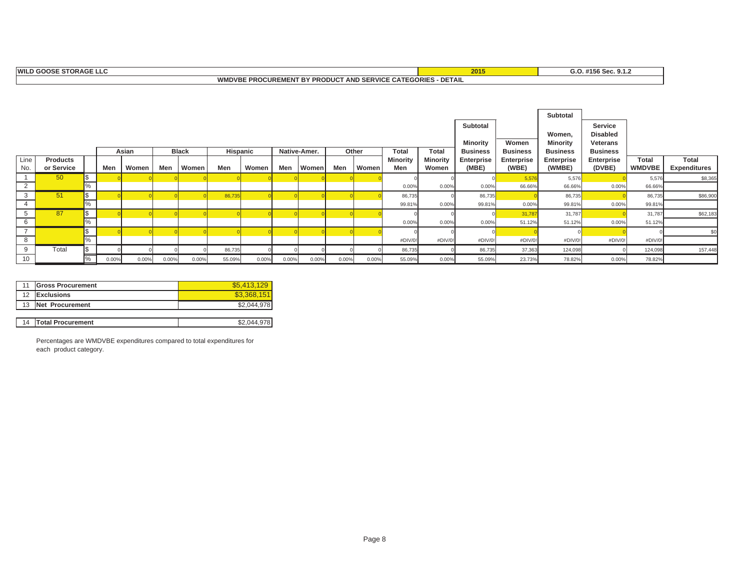| WILD GOOSE STORAGE LLC | 2015 | G.O. #156 Sec. 9.1.2 |
|---|---|---|

**WMDVBE PROCUREMENT BY PRODUCT AND SERVICE CATEGORIES - DETAIL**

| Line No. | Products or Service | | Asian Men | Asian Women | Black Men | Black Women | Hispanic Men | Hispanic Women | Native-Amer. Men | Native-Amer. Women | Other Men | Other Women | Total Minority Men | Total Minority Women | Subtotal Minority Business Enterprise (MBE) | Women Business Enterprise (WBE) | Subtotal Women, Minority Business Enterprise (WMBE) | Service Disabled Veterans Business Enterprise (DVBE) | Total WMDVBE | Total Expenditures |
|---|---|---|---|---|---|---|---|---|---|---|---|---|---|---|---|---|---|---|---|---|
| 1 | 50 | $ | 0 | 0 | 0 | 0 | 0 | 0 | 0 | 0 | 0 | 0 | 0 | 0 | 0 | 5,576 | 5,576 | 0 | 5,576 | $8,365 |
| 2 | | % | | | | | | | | | | | 0.00% | 0.00% | 0.00% | 66.66% | 66.66% | 0.00% | 66.66% | |
| 3 | 51 | $ | 0 | 0 | 0 | 0 | 86,735 | 0 | 0 | 0 | 0 | 0 | 86,735 | 0 | 86,735 | 0 | 86,735 | 0 | 86,735 | $86,900 |
| 4 | | % | | | | | | | | | | | 99.81% | 0.00% | 99.81% | 0.00% | 99.81% | 0.00% | 99.81% | |
| 5 | 87 | $ | 0 | 0 | 0 | 0 | 0 | 0 | 0 | 0 | 0 | 0 | 0 | 0 | 0 | 31,787 | 31,787 | 0 | 31,787 | $62,183 |
| 6 | | % | | | | | | | | | | | 0.00% | 0.00% | 0.00% | 51.12% | 51.12% | 0.00% | 51.12% | |
| 7 | | $ | 0 | 0 | 0 | 0 | 0 | 0 | 0 | 0 | 0 | 0 | 0 | 0 | 0 | 0 | 0 | 0 | 0 | $0 |
| 8 | | % | | | | | | | | | | | #DIV/0! | #DIV/0! | #DIV/0! | #DIV/0! | #DIV/0! | #DIV/0! | #DIV/0! | |
| 9 | Total | $ | 0 | 0 | 0 | 0 | 86,735 | 0 | 0 | 0 | 0 | 0 | 86,735 | 0 | 86,735 | 37,363 | 124,098 | 0 | 124,098 | 157,448 |
| 10 | | % | 0.00% | 0.00% | 0.00% | 0.00% | 55.09% | 0.00% | 0.00% | 0.00% | 0.00% | 0.00% | 55.09% | 0.00% | 55.09% | 23.73% | 78.82% | 0.00% | 78.82% | |

| Line | Item | Amount |
|---|---|---|
| 11 | **Gross Procurement** | $5,413,129 |
| 12 | **Exclusions** | $3,368,151 |
| 13 | **Net Procurement** | $2,044,978 |
| 14 | **Total Procurement** | $2,044,978 |

Percentages are WMDVBE expenditures compared to total expenditures for each product category.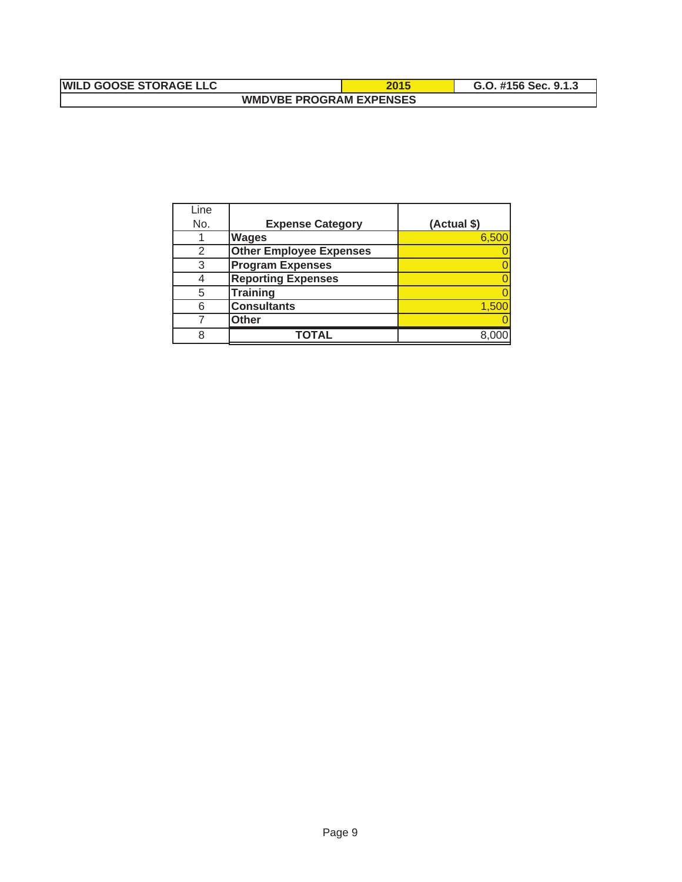| WILD GOOSE STORAGE LLC | 2015 | G.O. #156 Sec. 9.1.3 |
|---|---|---|
| **WMDVBE PROGRAM EXPENSES** | | |

| Line No. | Expense Category | (Actual $) |
|---|---|---|
| 1 | **Wages** | 6,500 |
| 2 | **Other Employee Expenses** | 0 |
| 3 | **Program Expenses** | 0 |
| 4 | **Reporting Expenses** | 0 |
| 5 | **Training** | 0 |
| 6 | **Consultants** | 1,500 |
| 7 | **Other** | 0 |
| 8 | **TOTAL** | 8,000 |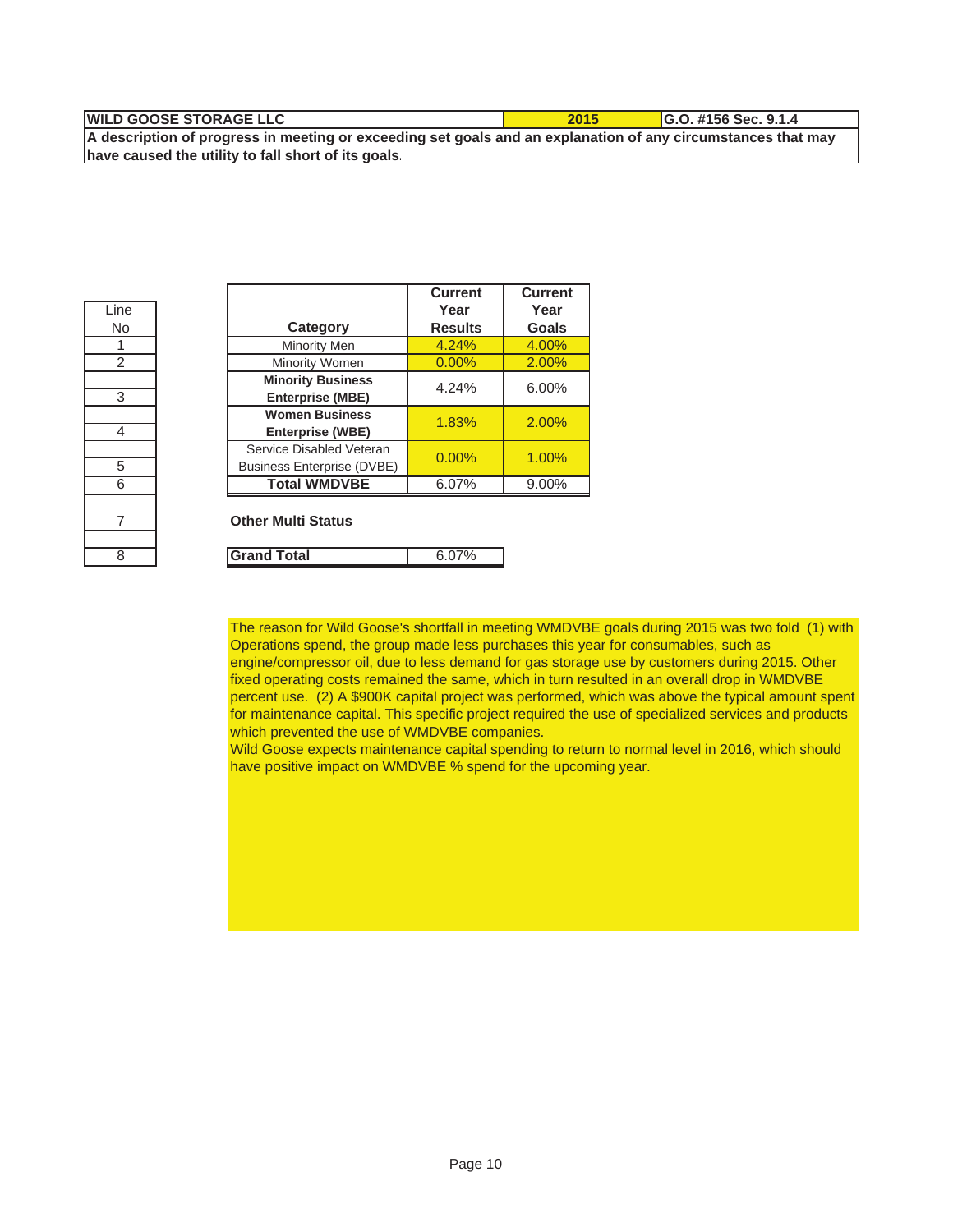| WILD GOOSE STORAGE LLC | 2015 | G.O. #156 Sec. 9.1.4 |
|---|---|---|

**A description of progress in meeting or exceeding set goals and an explanation of any circumstances that may have caused the utility to fall short of its goals.**

| Line No | Category | Current Year Results | Current Year Goals |
|---|---|---|---|
| 1 | Minority Men | 4.24% | 4.00% |
| 2 | Minority Women | 0.00% | 2.00% |
| 3 | **Minority Business Enterprise (MBE)** | 4.24% | 6.00% |
| 4 | **Women Business Enterprise (WBE)** | 1.83% | 2.00% |
| 5 | Service Disabled Veteran Business Enterprise (DVBE) | 0.00% | 1.00% |
| 6 | **Total WMDVBE** | 6.07% | 9.00% |
| 7 | **Other Multi Status** | | |
| 8 | **Grand Total** | 6.07% | |

The reason for Wild Goose's shortfall in meeting WMDVBE goals during 2015 was two fold (1) with Operations spend, the group made less purchases this year for consumables, such as engine/compressor oil, due to less demand for gas storage use by customers during 2015. Other fixed operating costs remained the same, which in turn resulted in an overall drop in WMDVBE percent use. (2) A $900K capital project was performed, which was above the typical amount spent for maintenance capital. This specific project required the use of specialized services and products which prevented the use of WMDVBE companies.

Wild Goose expects maintenance capital spending to return to normal level in 2016, which should have positive impact on WMDVBE % spend for the upcoming year.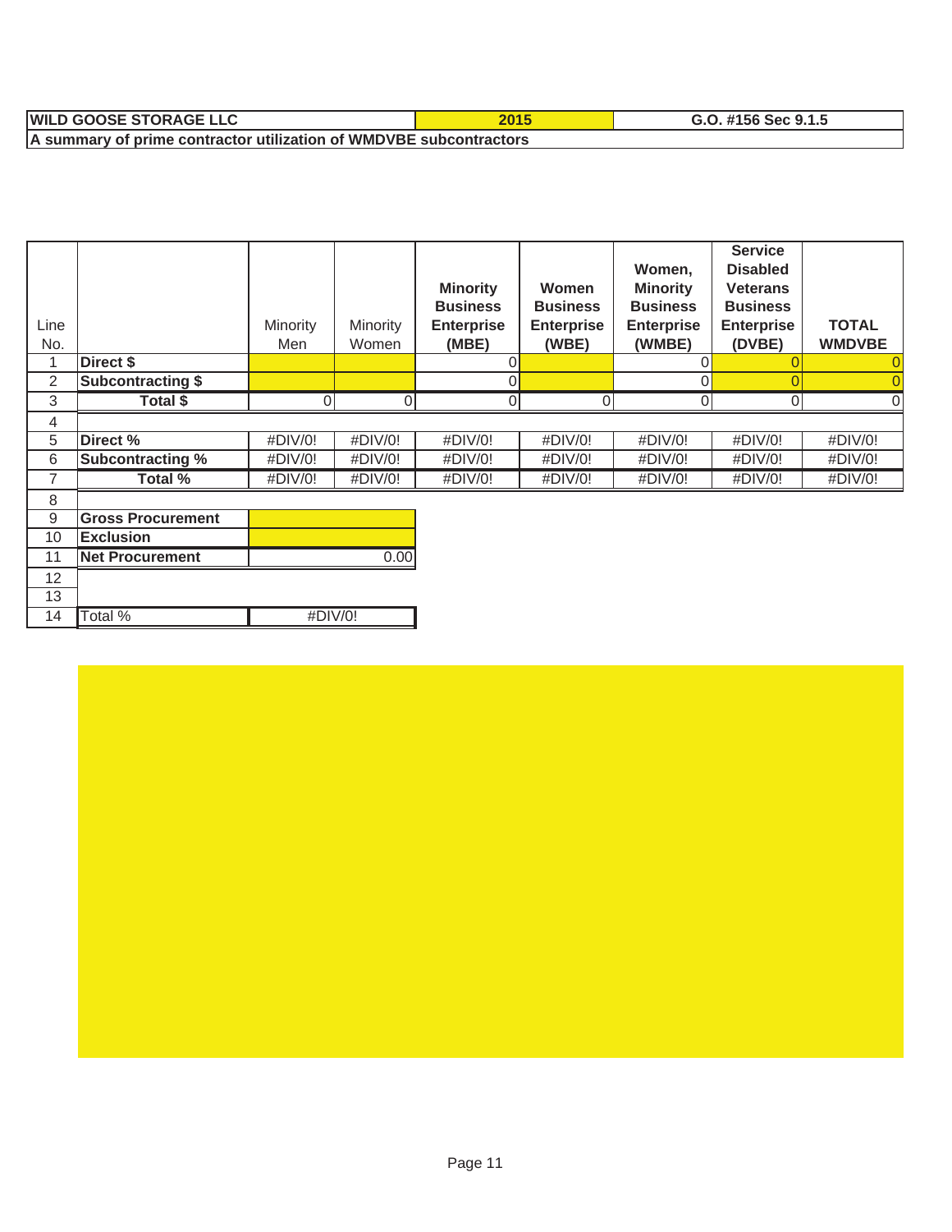| WILD GOOSE STORAGE LLC | 2015 | G.O. #156 Sec 9.1.5 |
|---|---|---|
| A summary of prime contractor utilization of WMDVBE subcontractors | | |

| Line No. | | Minority Men | Minority Women | **Minority Business Enterprise (MBE)** | **Women Business Enterprise (WBE)** | **Women, Minority Business Enterprise (WMBE)** | **Service Disabled Veterans Business Enterprise (DVBE)** | **TOTAL WMDVBE** |
|---|---|---|---|---|---|---|---|---|
| 1 | **Direct $** | | | 0 | | 0 | 0 | 0 |
| 2 | **Subcontracting $** | | | 0 | | 0 | 0 | 0 |
| 3 | **Total $** | 0 | 0 | 0 | 0 | 0 | 0 | 0 |
| 4 | | | | | | | | |
| 5 | **Direct %** | #DIV/0! | #DIV/0! | #DIV/0! | #DIV/0! | #DIV/0! | #DIV/0! | #DIV/0! |
| 6 | **Subcontracting %** | #DIV/0! | #DIV/0! | #DIV/0! | #DIV/0! | #DIV/0! | #DIV/0! | #DIV/0! |
| 7 | **Total %** | #DIV/0! | #DIV/0! | #DIV/0! | #DIV/0! | #DIV/0! | #DIV/0! | #DIV/0! |
| 8 | | | | | | | | |
| 9 | **Gross Procurement** | | | | | | | |
| 10 | **Exclusion** | | | | | | | |
| 11 | **Net Procurement** | 0.00 | | | | | | |
| 12 | | | | | | | | |
| 13 | | | | | | | | |
| 14 | Total % | #DIV/0! | | | | | | |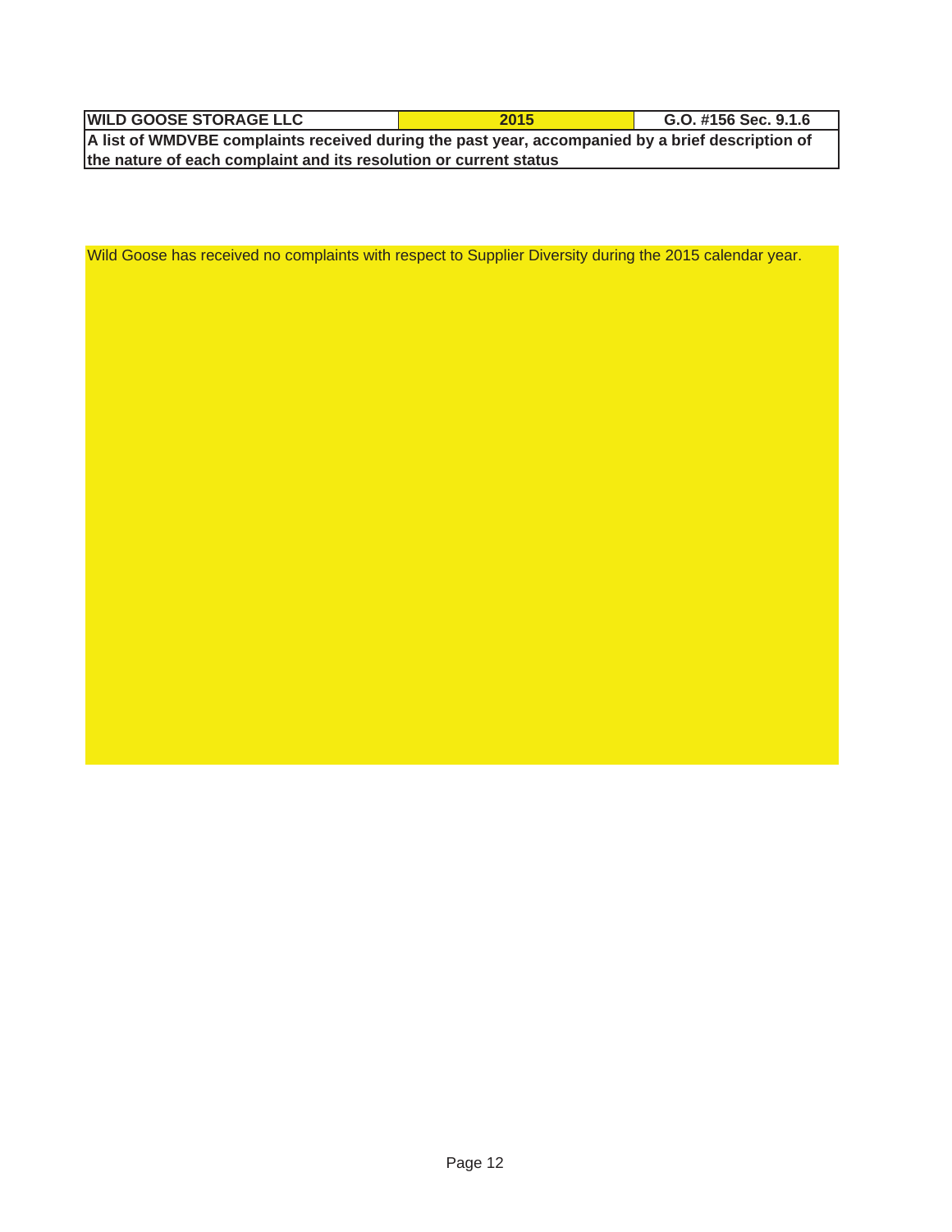| WILD GOOSE STORAGE LLC | 2015 | G.O. #156 Sec. 9.1.6 |
| --- | --- | --- |
| **A list of WMDVBE complaints received during the past year, accompanied by a brief description of the nature of each complaint and its resolution or current status** | | |

Wild Goose has received no complaints with respect to Supplier Diversity during the 2015 calendar year.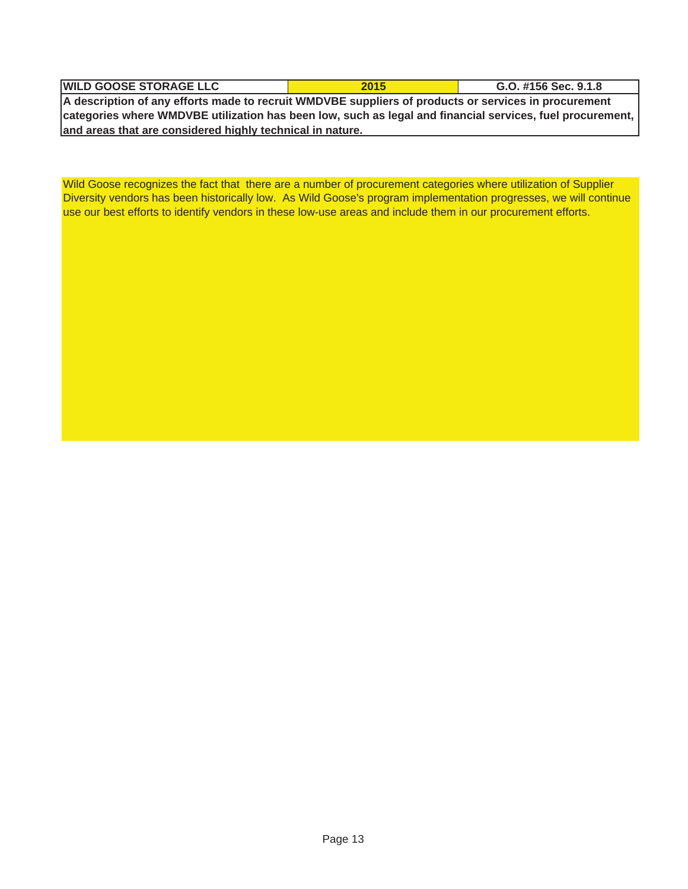| WILD GOOSE STORAGE LLC | 2015 | G.O. #156 Sec. 9.1.8 |
|---|---|---|

**A description of any efforts made to recruit WMDVBE suppliers of products or services in procurement categories where WMDVBE utilization has been low, such as legal and financial services, fuel procurement, and areas that are considered highly technical in nature.**

Wild Goose recognizes the fact that  there are a number of procurement categories where utilization of Supplier Diversity vendors has been historically low.  As Wild Goose's program implementation progresses, we will continue use our best efforts to identify vendors in these low-use areas and include them in our procurement efforts.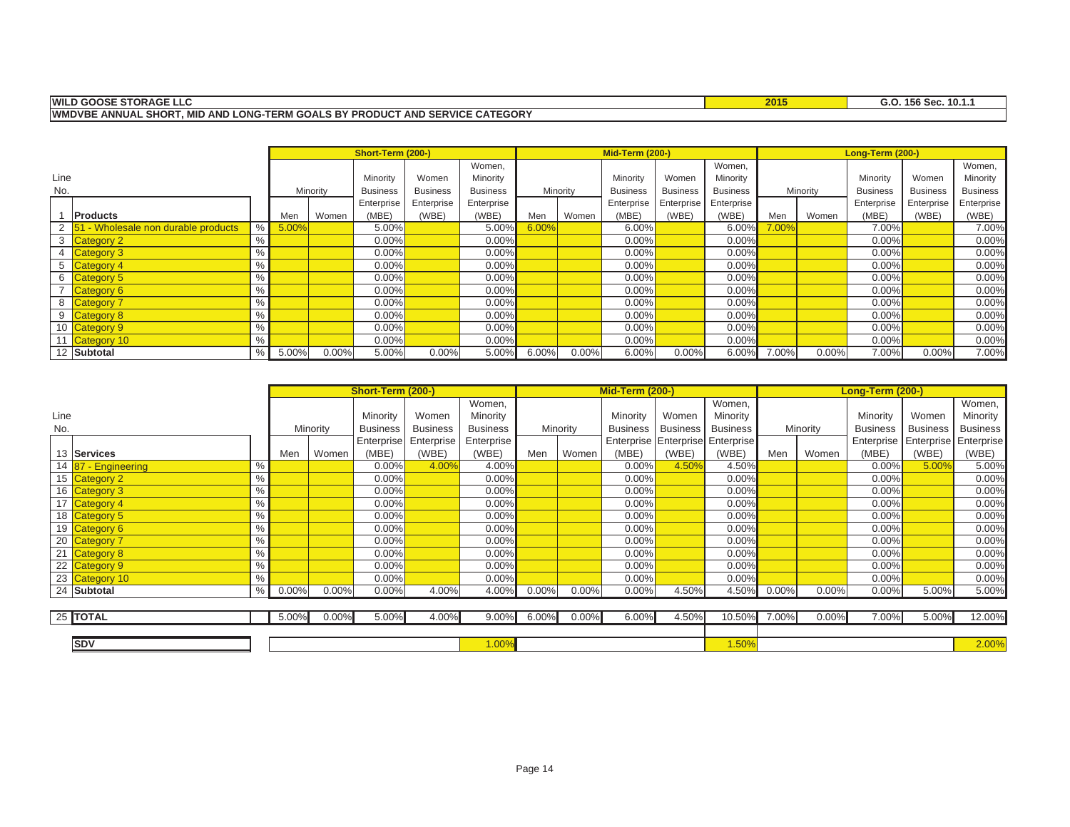**WILD GOOSE STORAGE LLC** | **2015** | **G.O. 156 Sec. 10.1.1**

**WMDVBE ANNUAL SHORT, MID AND LONG-TERM GOALS BY PRODUCT AND SERVICE CATEGORY**

| Line No. | | | Short-Term (200-) | | | | | Mid-Term (200-) | | | | | Long-Term (200-) | | | | |
|---|---|---|---|---|---|---|---|---|---|---|---|---|---|---|---|---|---|
| | | | Minority | | Minority Business Enterprise (MBE) | Women Business Enterprise (WBE) | Women, Minority Business Enterprise (WBE) | Minority | | Minority Business Enterprise (MBE) | Women Business Enterprise (WBE) | Women, Minority Business Enterprise (WBE) | Minority | | Minority Business Enterprise (MBE) | Women Business Enterprise (WBE) | Women, Minority Business Enterprise (WBE) |
| 1 | **Products** | | Men | Women | | | | Men | Women | | | | Men | Women | | | |
| 2 | 51 - Wholesale non durable products | % | 5.00% | | 5.00% | | 5.00% | 6.00% | | 6.00% | | 6.00% | 7.00% | | 7.00% | | 7.00% |
| 3 | Category 2 | % | | | 0.00% | | 0.00% | | | 0.00% | | 0.00% | | | 0.00% | | 0.00% |
| 4 | Category 3 | % | | | 0.00% | | 0.00% | | | 0.00% | | 0.00% | | | 0.00% | | 0.00% |
| 5 | Category 4 | % | | | 0.00% | | 0.00% | | | 0.00% | | 0.00% | | | 0.00% | | 0.00% |
| 6 | Category 5 | % | | | 0.00% | | 0.00% | | | 0.00% | | 0.00% | | | 0.00% | | 0.00% |
| 7 | Category 6 | % | | | 0.00% | | 0.00% | | | 0.00% | | 0.00% | | | 0.00% | | 0.00% |
| 8 | Category 7 | % | | | 0.00% | | 0.00% | | | 0.00% | | 0.00% | | | 0.00% | | 0.00% |
| 9 | Category 8 | % | | | 0.00% | | 0.00% | | | 0.00% | | 0.00% | | | 0.00% | | 0.00% |
| 10 | Category 9 | % | | | 0.00% | | 0.00% | | | 0.00% | | 0.00% | | | 0.00% | | 0.00% |
| 11 | Category 10 | % | | | 0.00% | | 0.00% | | | 0.00% | | 0.00% | | | 0.00% | | 0.00% |
| 12 | **Subtotal** | % | 5.00% | 0.00% | 5.00% | 0.00% | 5.00% | 6.00% | 0.00% | 6.00% | 0.00% | 6.00% | 7.00% | 0.00% | 7.00% | 0.00% | 7.00% |

| Line No. | | | Short-Term (200-) | | | | | Mid-Term (200-) | | | | | Long-Term (200-) | | | | |
|---|---|---|---|---|---|---|---|---|---|---|---|---|---|---|---|---|---|
| | | | Minority | | Minority Business Enterprise (MBE) | Women Business Enterprise (WBE) | Women, Minority Business Enterprise (WBE) | Minority | | Minority Business Enterprise (MBE) | Women Business Enterprise (WBE) | Women, Minority Business Enterprise (WBE) | Minority | | Minority Business Enterprise (MBE) | Women Business Enterprise (WBE) | Women, Minority Business Enterprise (WBE) |
| 13 | **Services** | | Men | Women | | | | Men | Women | | | | Men | Women | | | |
| 14 | 87 - Engineering | % | | | 0.00% | 4.00% | 4.00% | | | 0.00% | 4.50% | 4.50% | | | 0.00% | 5.00% | 5.00% |
| 15 | Category 2 | % | | | 0.00% | | 0.00% | | | 0.00% | | 0.00% | | | 0.00% | | 0.00% |
| 16 | Category 3 | % | | | 0.00% | | 0.00% | | | 0.00% | | 0.00% | | | 0.00% | | 0.00% |
| 17 | Category 4 | % | | | 0.00% | | 0.00% | | | 0.00% | | 0.00% | | | 0.00% | | 0.00% |
| 18 | Category 5 | % | | | 0.00% | | 0.00% | | | 0.00% | | 0.00% | | | 0.00% | | 0.00% |
| 19 | Category 6 | % | | | 0.00% | | 0.00% | | | 0.00% | | 0.00% | | | 0.00% | | 0.00% |
| 20 | Category 7 | % | | | 0.00% | | 0.00% | | | 0.00% | | 0.00% | | | 0.00% | | 0.00% |
| 21 | Category 8 | % | | | 0.00% | | 0.00% | | | 0.00% | | 0.00% | | | 0.00% | | 0.00% |
| 22 | Category 9 | % | | | 0.00% | | 0.00% | | | 0.00% | | 0.00% | | | 0.00% | | 0.00% |
| 23 | Category 10 | % | | | 0.00% | | 0.00% | | | 0.00% | | 0.00% | | | 0.00% | | 0.00% |
| 24 | **Subtotal** | % | 0.00% | 0.00% | 0.00% | 4.00% | 4.00% | 0.00% | 0.00% | 0.00% | 4.50% | 4.50% | 0.00% | 0.00% | 0.00% | 5.00% | 5.00% |
| 25 | **TOTAL** | | 5.00% | 0.00% | 5.00% | 4.00% | 9.00% | 6.00% | 0.00% | 6.00% | 4.50% | 10.50% | 7.00% | 0.00% | 7.00% | 5.00% | 12.00% |
| | **SDV** | | | | | | 1.00% | | | | | 1.50% | | | | | 2.00% |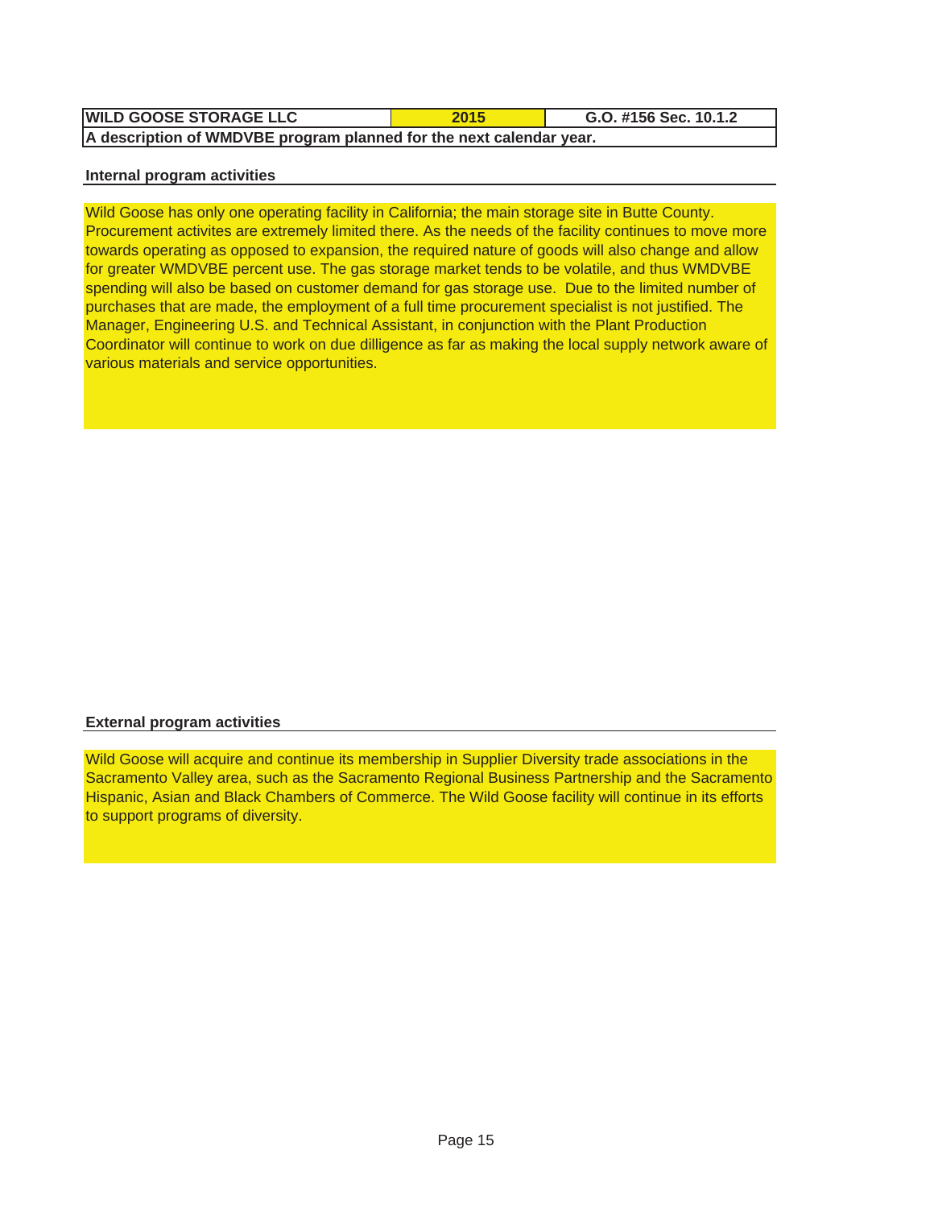| WILD GOOSE STORAGE LLC | 2015 | G.O. #156 Sec. 10.1.2 |
| --- | --- | --- |
| A description of WMDVBE program planned for the next calendar year. | | |

**Internal program activities**

Wild Goose has only one operating facility in California; the main storage site in Butte County. Procurement activites are extremely limited there. As the needs of the facility continues to move more towards operating as opposed to expansion, the required nature of goods will also change and allow for greater WMDVBE percent use. The gas storage market tends to be volatile, and thus WMDVBE spending will also be based on customer demand for gas storage use. Due to the limited number of purchases that are made, the employment of a full time procurement specialist is not justified. The Manager, Engineering U.S. and Technical Assistant, in conjunction with the Plant Production Coordinator will continue to work on due dilligence as far as making the local supply network aware of various materials and service opportunities.

**External program activities**

Wild Goose will acquire and continue its membership in Supplier Diversity trade associations in the Sacramento Valley area, such as the Sacramento Regional Business Partnership and the Sacramento Hispanic, Asian and Black Chambers of Commerce. The Wild Goose facility will continue in its efforts to support programs of diversity.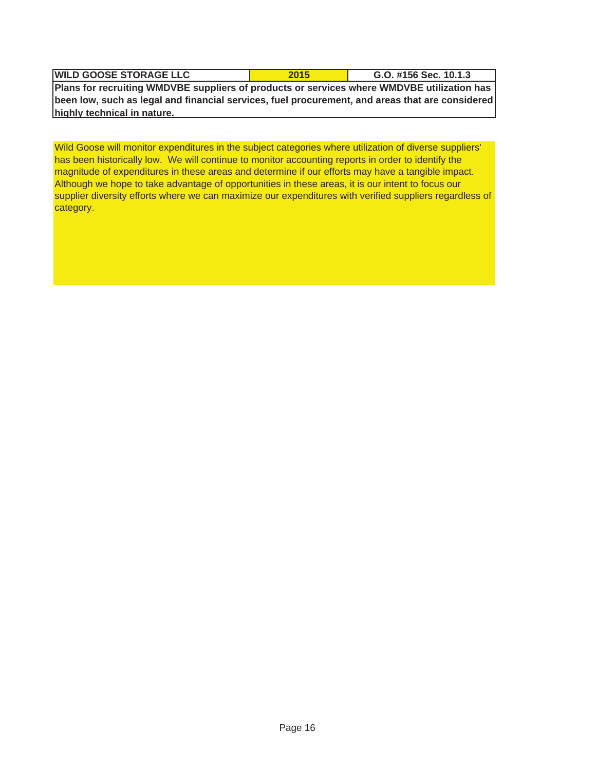| WILD GOOSE STORAGE LLC | 2015 | G.O. #156 Sec. 10.1.3 |
| --- | --- | --- |

**Plans for recruiting WMDVBE suppliers of products or services where WMDVBE utilization has been low, such as legal and financial services, fuel procurement, and areas that are considered highly technical in nature.**

Wild Goose will monitor expenditures in the subject categories where utilization of diverse suppliers' has been historically low. We will continue to monitor accounting reports in order to identify the magnitude of expenditures in these areas and determine if our efforts may have a tangible impact. Although we hope to take advantage of opportunities in these areas, it is our intent to focus our supplier diversity efforts where we can maximize our expenditures with verified suppliers regardless of category.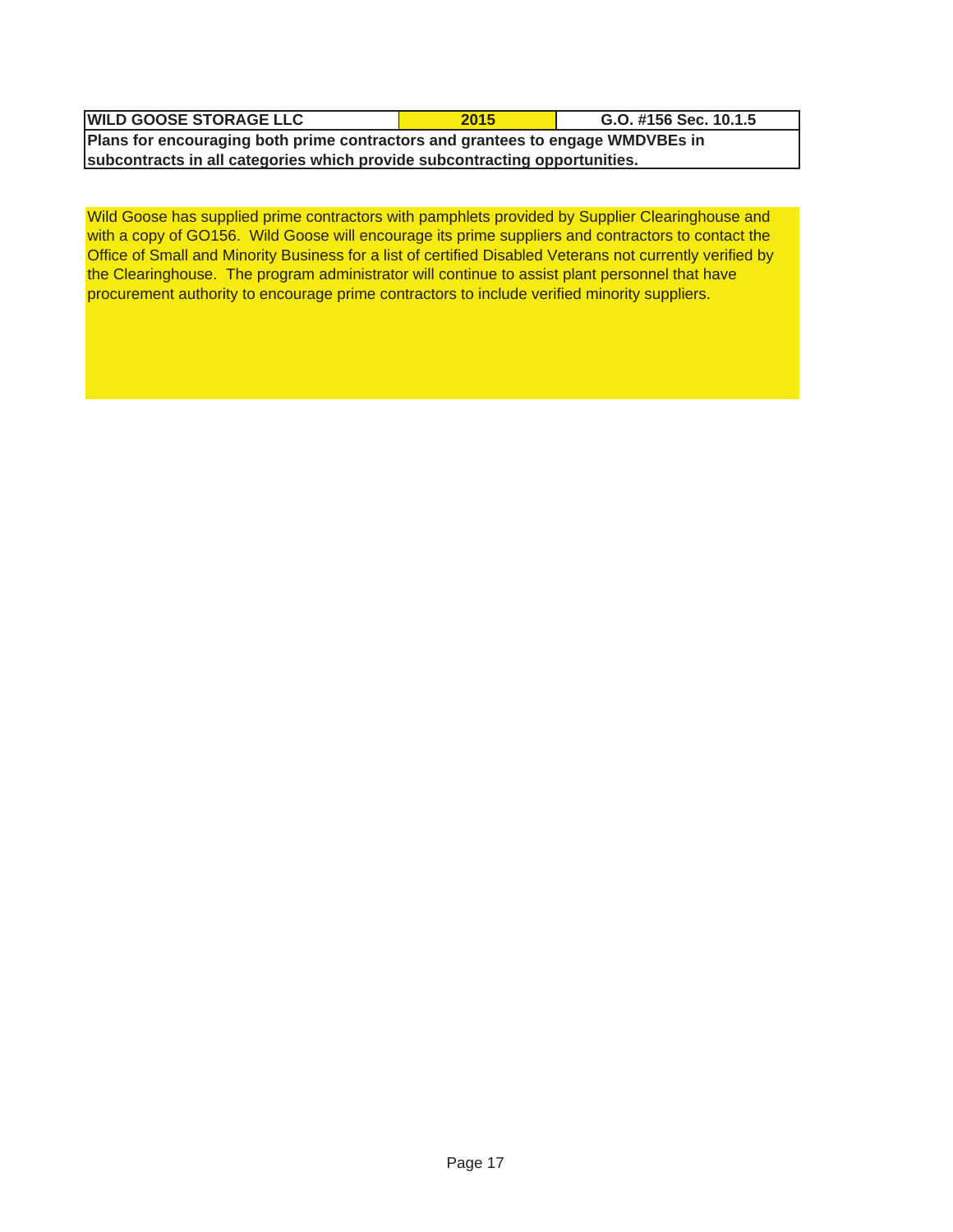| WILD GOOSE STORAGE LLC | 2015 | G.O. #156 Sec. 10.1.5 |
|---|---|---|
| **Plans for encouraging both prime contractors and grantees to engage WMDVBEs in subcontracts in all categories which provide subcontracting opportunities.** | | |

Wild Goose has supplied prime contractors with pamphlets provided by Supplier Clearinghouse and with a copy of GO156. Wild Goose will encourage its prime suppliers and contractors to contact the Office of Small and Minority Business for a list of certified Disabled Veterans not currently verified by the Clearinghouse. The program administrator will continue to assist plant personnel that have procurement authority to encourage prime contractors to include verified minority suppliers.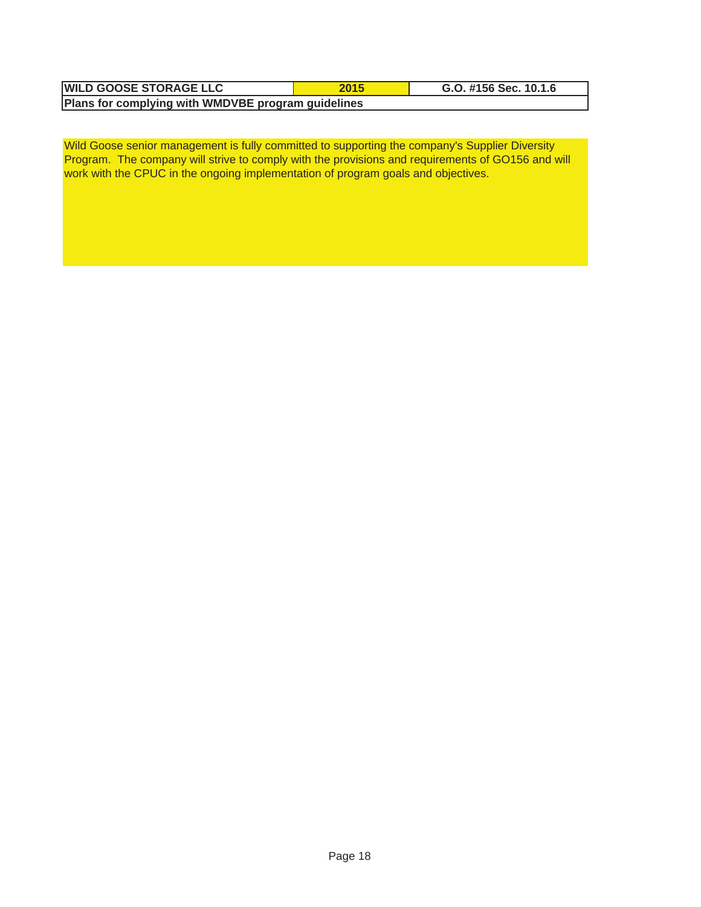| WILD GOOSE STORAGE LLC | 2015 | G.O. #156 Sec. 10.1.6 |
| --- | --- | --- |
| **Plans for complying with WMDVBE program guidelines** | | |

Wild Goose senior management is fully committed to supporting the company's Supplier Diversity Program. The company will strive to comply with the provisions and requirements of GO156 and will work with the CPUC in the ongoing implementation of program goals and objectives.